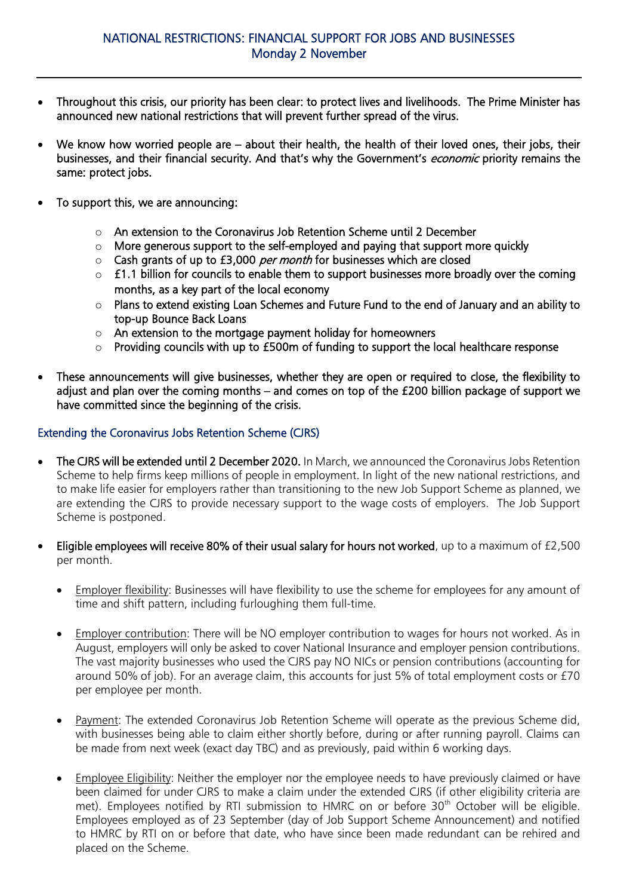# NATIONAL RESTRICTIONS: FINANCIAL SUPPORT FOR JOBS AND BUSINESSES
## Monday 2 November

---

- Throughout this crisis, our priority has been clear: to protect lives and livelihoods. The Prime Minister has announced new national restrictions that will prevent further spread of the virus.

- We know how worried people are – about their health, the health of their loved ones, their jobs, their businesses, and their financial security. And that's why the Government's *economic* priority remains the same: protect jobs.

- To support this, we are announcing:

    - An extension to the Coronavirus Job Retention Scheme until 2 December
    - More generous support to the self-employed and paying that support more quickly
    - Cash grants of up to £3,000 *per month* for businesses which are closed
    - £1.1 billion for councils to enable them to support businesses more broadly over the coming months, as a key part of the local economy
    - Plans to extend existing Loan Schemes and Future Fund to the end of January and an ability to top-up Bounce Back Loans
    - An extension to the mortgage payment holiday for homeowners
    - Providing councils with up to £500m of funding to support the local healthcare response

- These announcements will give businesses, whether they are open or required to close, the flexibility to adjust and plan over the coming months – and comes on top of the £200 billion package of support we have committed since the beginning of the crisis.

### Extending the Coronavirus Jobs Retention Scheme (CJRS)

- **The CJRS will be extended until 2 December 2020.** In March, we announced the Coronavirus Jobs Retention Scheme to help firms keep millions of people in employment. In light of the new national restrictions, and to make life easier for employers rather than transitioning to the new Job Support Scheme as planned, we are extending the CJRS to provide necessary support to the wage costs of employers. The Job Support Scheme is postponed.

- **Eligible employees will receive 80% of their usual salary for hours not worked**, up to a maximum of £2,500 per month.

    - Employer flexibility: Businesses will have flexibility to use the scheme for employees for any amount of time and shift pattern, including furloughing them full-time.

    - Employer contribution: There will be NO employer contribution to wages for hours not worked. As in August, employers will only be asked to cover National Insurance and employer pension contributions. The vast majority businesses who used the CJRS pay NO NICs or pension contributions (accounting for around 50% of job). For an average claim, this accounts for just 5% of total employment costs or £70 per employee per month.

    - Payment: The extended Coronavirus Job Retention Scheme will operate as the previous Scheme did, with businesses being able to claim either shortly before, during or after running payroll. Claims can be made from next week (exact day TBC) and as previously, paid within 6 working days.

    - Employee Eligibility: Neither the employer nor the employee needs to have previously claimed or have been claimed for under CJRS to make a claim under the extended CJRS (if other eligibility criteria are met). Employees notified by RTI submission to HMRC on or before 30th October will be eligible. Employees employed as of 23 September (day of Job Support Scheme Announcement) and notified to HMRC by RTI on or before that date, who have since been made redundant can be rehired and placed on the Scheme.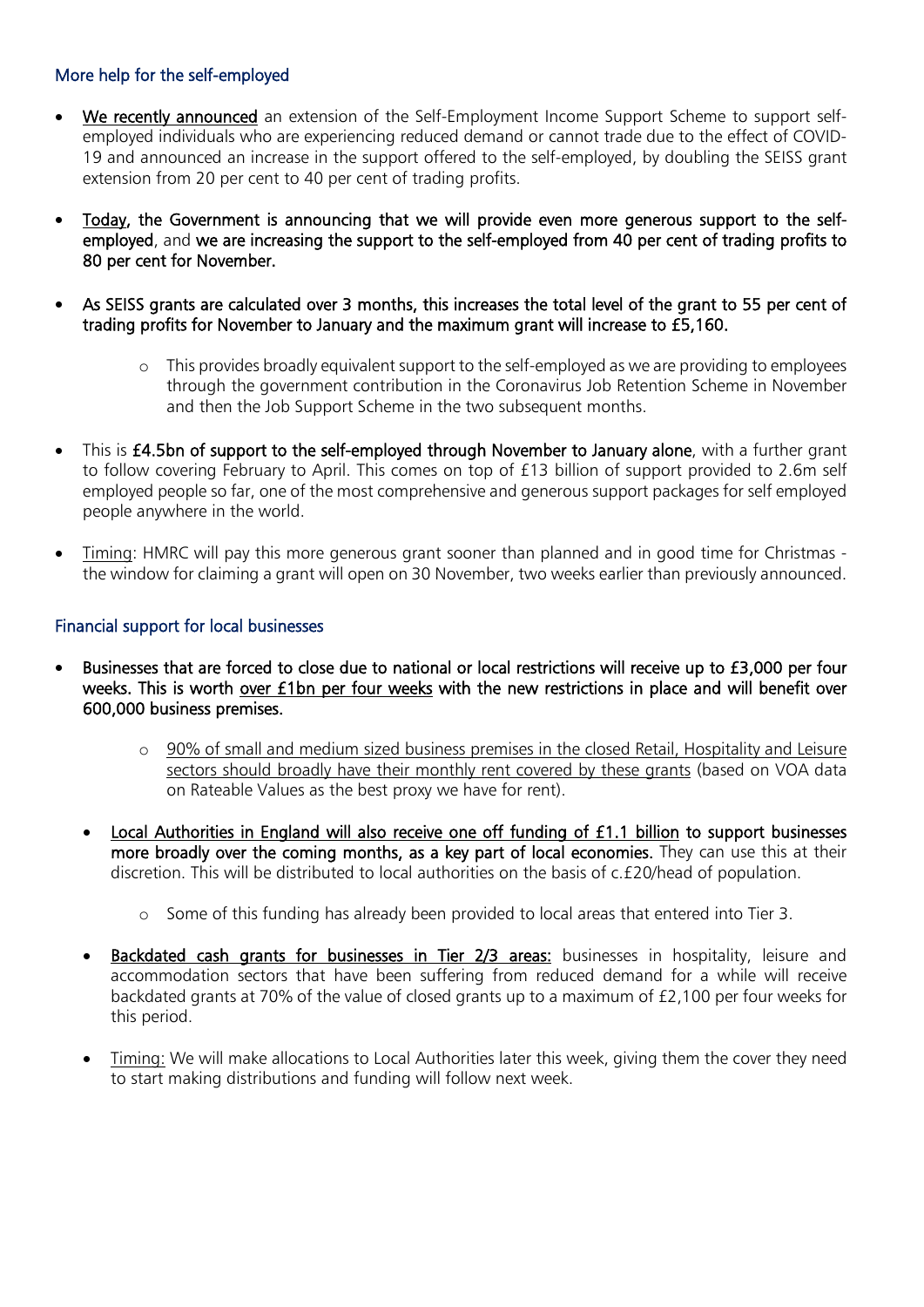## More help for the self-employed

- **We recently announced** an extension of the Self-Employment Income Support Scheme to support self-employed individuals who are experiencing reduced demand or cannot trade due to the effect of COVID-19 and announced an increase in the support offered to the self-employed, by doubling the SEISS grant extension from 20 per cent to 40 per cent of trading profits.

- **Today, the Government is announcing that we will provide even more generous support to the self-employed**, and **we are increasing the support to the self-employed from 40 per cent of trading profits to 80 per cent for November.**

- **As SEISS grants are calculated over 3 months, this increases the total level of the grant to 55 per cent of trading profits for November to January and the maximum grant will increase to £5,160.**
  - This provides broadly equivalent support to the self-employed as we are providing to employees through the government contribution in the Coronavirus Job Retention Scheme in November and then the Job Support Scheme in the two subsequent months.

- This is **£4.5bn of support to the self-employed through November to January alone**, with a further grant to follow covering February to April. This comes on top of £13 billion of support provided to 2.6m self employed people so far, one of the most comprehensive and generous support packages for self employed people anywhere in the world.

- Timing: HMRC will pay this more generous grant sooner than planned and in good time for Christmas - the window for claiming a grant will open on 30 November, two weeks earlier than previously announced.

## Financial support for local businesses

- **Businesses that are forced to close due to national or local restrictions will receive up to £3,000 per four weeks. This is worth over £1bn per four weeks with the new restrictions in place and will benefit over 600,000 business premises.**
  - 90% of small and medium sized business premises in the closed Retail, Hospitality and Leisure sectors should broadly have their monthly rent covered by these grants (based on VOA data on Rateable Values as the best proxy we have for rent).

- **Local Authorities in England will also receive one off funding of £1.1 billion to support businesses more broadly over the coming months, as a key part of local economies.** They can use this at their discretion. This will be distributed to local authorities on the basis of c.£20/head of population.
  - Some of this funding has already been provided to local areas that entered into Tier 3.

- **Backdated cash grants for businesses in Tier 2/3 areas:** businesses in hospitality, leisure and accommodation sectors that have been suffering from reduced demand for a while will receive backdated grants at 70% of the value of closed grants up to a maximum of £2,100 per four weeks for this period.

- Timing: We will make allocations to Local Authorities later this week, giving them the cover they need to start making distributions and funding will follow next week.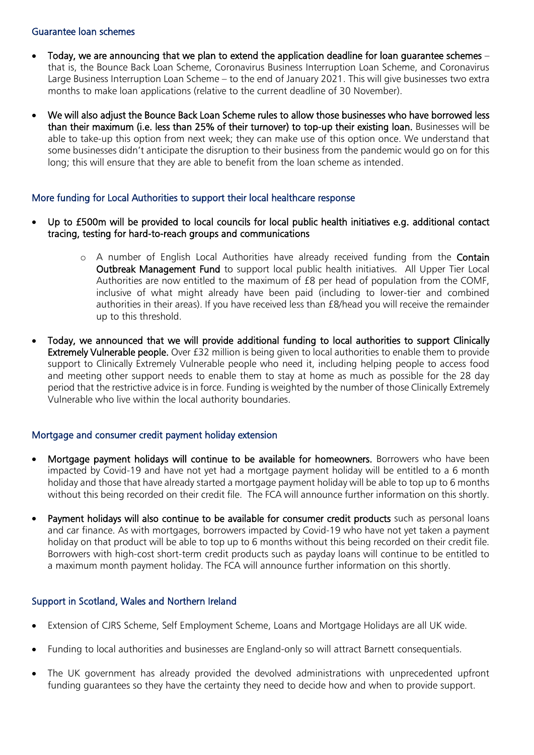## Guarantee loan schemes

- **Today, we are announcing that we plan to extend the application deadline for loan guarantee schemes** – that is, the Bounce Back Loan Scheme, Coronavirus Business Interruption Loan Scheme, and Coronavirus Large Business Interruption Loan Scheme – to the end of January 2021. This will give businesses two extra months to make loan applications (relative to the current deadline of 30 November).

- **We will also adjust the Bounce Back Loan Scheme rules to allow those businesses who have borrowed less than their maximum (i.e. less than 25% of their turnover) to top-up their existing loan.** Businesses will be able to take-up this option from next week; they can make use of this option once. We understand that some businesses didn't anticipate the disruption to their business from the pandemic would go on for this long; this will ensure that they are able to benefit from the loan scheme as intended.

## More funding for Local Authorities to support their local healthcare response

- **Up to £500m will be provided to local councils for local public health initiatives e.g. additional contact tracing, testing for hard-to-reach groups and communications**
  - A number of English Local Authorities have already received funding from the **Contain Outbreak Management Fund** to support local public health initiatives. All Upper Tier Local Authorities are now entitled to the maximum of £8 per head of population from the COMF, inclusive of what might already have been paid (including to lower-tier and combined authorities in their areas). If you have received less than £8/head you will receive the remainder up to this threshold.

- **Today, we announced that we will provide additional funding to local authorities to support Clinically Extremely Vulnerable people.** Over £32 million is being given to local authorities to enable them to provide support to Clinically Extremely Vulnerable people who need it, including helping people to access food and meeting other support needs to enable them to stay at home as much as possible for the 28 day period that the restrictive advice is in force. Funding is weighted by the number of those Clinically Extremely Vulnerable who live within the local authority boundaries.

## Mortgage and consumer credit payment holiday extension

- **Mortgage payment holidays will continue to be available for homeowners.** Borrowers who have been impacted by Covid-19 and have not yet had a mortgage payment holiday will be entitled to a 6 month holiday and those that have already started a mortgage payment holiday will be able to top up to 6 months without this being recorded on their credit file. The FCA will announce further information on this shortly.

- **Payment holidays will also continue to be available for consumer credit products** such as personal loans and car finance. As with mortgages, borrowers impacted by Covid-19 who have not yet taken a payment holiday on that product will be able to top up to 6 months without this being recorded on their credit file. Borrowers with high-cost short-term credit products such as payday loans will continue to be entitled to a maximum month payment holiday. The FCA will announce further information on this shortly.

## Support in Scotland, Wales and Northern Ireland

- Extension of CJRS Scheme, Self Employment Scheme, Loans and Mortgage Holidays are all UK wide.

- Funding to local authorities and businesses are England-only so will attract Barnett consequentials.

- The UK government has already provided the devolved administrations with unprecedented upfront funding guarantees so they have the certainty they need to decide how and when to provide support.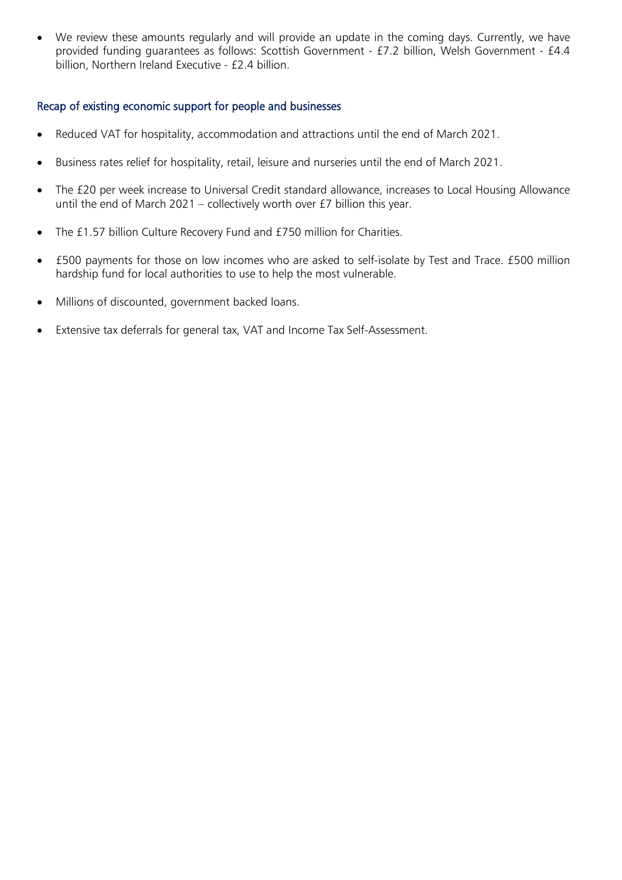- We review these amounts regularly and will provide an update in the coming days. Currently, we have provided funding guarantees as follows: Scottish Government - £7.2 billion, Welsh Government - £4.4 billion, Northern Ireland Executive - £2.4 billion.

## Recap of existing economic support for people and businesses

- Reduced VAT for hospitality, accommodation and attractions until the end of March 2021.
- Business rates relief for hospitality, retail, leisure and nurseries until the end of March 2021.
- The £20 per week increase to Universal Credit standard allowance, increases to Local Housing Allowance until the end of March 2021 – collectively worth over £7 billion this year.
- The £1.57 billion Culture Recovery Fund and £750 million for Charities.
- £500 payments for those on low incomes who are asked to self-isolate by Test and Trace. £500 million hardship fund for local authorities to use to help the most vulnerable.
- Millions of discounted, government backed loans.
- Extensive tax deferrals for general tax, VAT and Income Tax Self-Assessment.